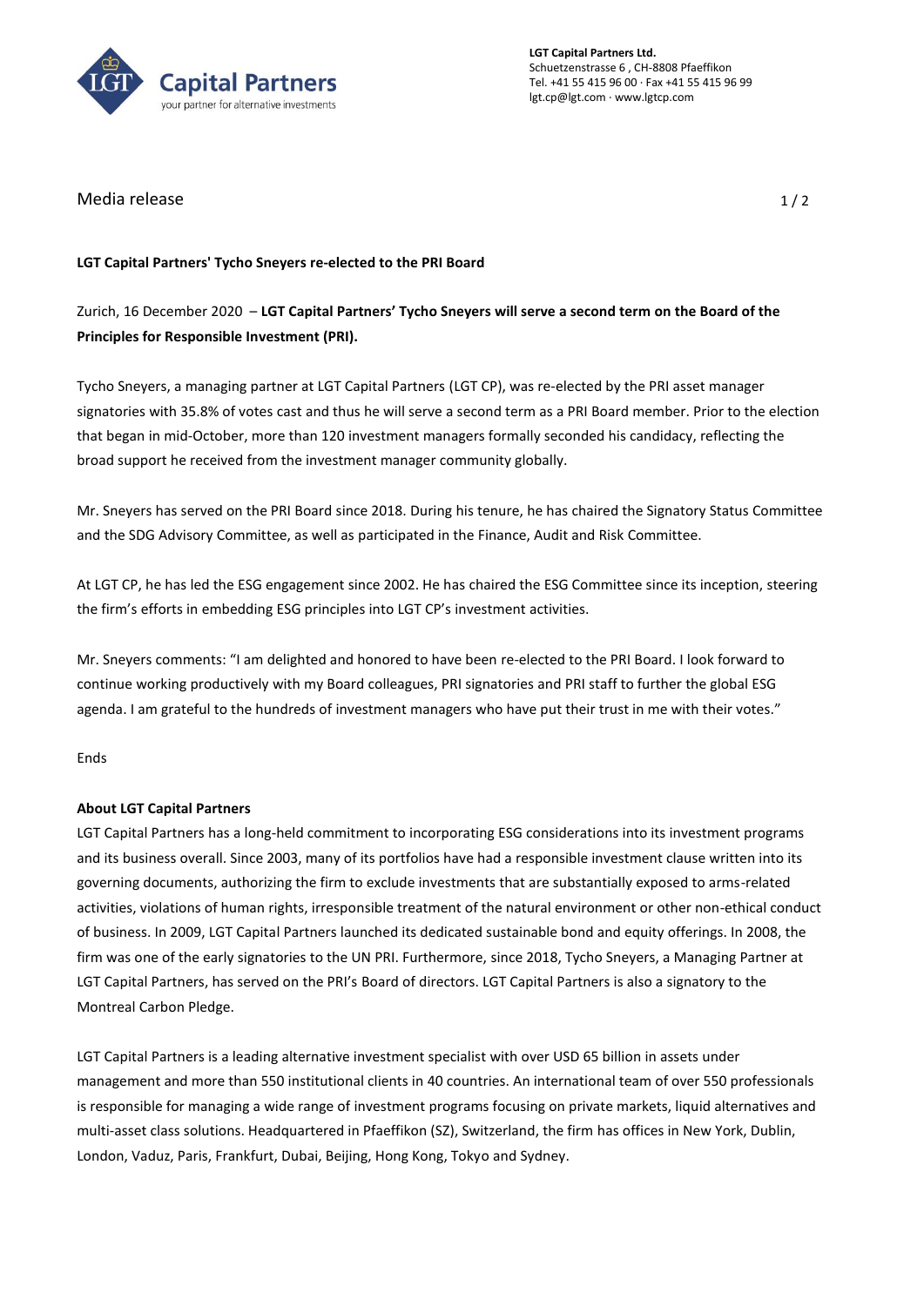LGT Capital Partners Ltd.
Schuetzenstrasse 6 , CH-8808 Pfaeffikon
Tel. +41 55 415 96 00 · Fax +41 55 415 96 99
lgt.cp@lgt.com · www.lgtcp.com

Media release

**LGT Capital Partners' Tycho Sneyers re-elected to the PRI Board**

Zurich, 16 December 2020 – **LGT Capital Partners' Tycho Sneyers will serve a second term on the Board of the Principles for Responsible Investment (PRI).**

Tycho Sneyers, a managing partner at LGT Capital Partners (LGT CP), was re-elected by the PRI asset manager signatories with 35.8% of votes cast and thus he will serve a second term as a PRI Board member. Prior to the election that began in mid-October, more than 120 investment managers formally seconded his candidacy, reflecting the broad support he received from the investment manager community globally.

Mr. Sneyers has served on the PRI Board since 2018. During his tenure, he has chaired the Signatory Status Committee and the SDG Advisory Committee, as well as participated in the Finance, Audit and Risk Committee.

At LGT CP, he has led the ESG engagement since 2002. He has chaired the ESG Committee since its inception, steering the firm's efforts in embedding ESG principles into LGT CP's investment activities.

Mr. Sneyers comments: "I am delighted and honored to have been re-elected to the PRI Board. I look forward to continue working productively with my Board colleagues, PRI signatories and PRI staff to further the global ESG agenda. I am grateful to the hundreds of investment managers who have put their trust in me with their votes."

Ends

**About LGT Capital Partners**

LGT Capital Partners has a long-held commitment to incorporating ESG considerations into its investment programs and its business overall. Since 2003, many of its portfolios have had a responsible investment clause written into its governing documents, authorizing the firm to exclude investments that are substantially exposed to arms-related activities, violations of human rights, irresponsible treatment of the natural environment or other non-ethical conduct of business. In 2009, LGT Capital Partners launched its dedicated sustainable bond and equity offerings. In 2008, the firm was one of the early signatories to the UN PRI. Furthermore, since 2018, Tycho Sneyers, a Managing Partner at LGT Capital Partners, has served on the PRI's Board of directors. LGT Capital Partners is also a signatory to the Montreal Carbon Pledge.

LGT Capital Partners is a leading alternative investment specialist with over USD 65 billion in assets under management and more than 550 institutional clients in 40 countries. An international team of over 550 professionals is responsible for managing a wide range of investment programs focusing on private markets, liquid alternatives and multi-asset class solutions. Headquartered in Pfaeffikon (SZ), Switzerland, the firm has offices in New York, Dublin, London, Vaduz, Paris, Frankfurt, Dubai, Beijing, Hong Kong, Tokyo and Sydney.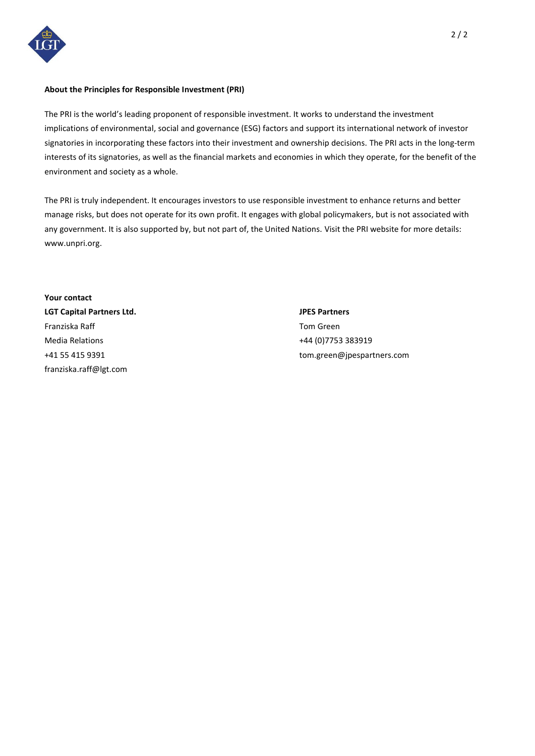**About the Principles for Responsible Investment (PRI)**

The PRI is the world's leading proponent of responsible investment. It works to understand the investment implications of environmental, social and governance (ESG) factors and support its international network of investor signatories in incorporating these factors into their investment and ownership decisions. The PRI acts in the long-term interests of its signatories, as well as the financial markets and economies in which they operate, for the benefit of the environment and society as a whole.

The PRI is truly independent. It encourages investors to use responsible investment to enhance returns and better manage risks, but does not operate for its own profit. It engages with global policymakers, but is not associated with any government. It is also supported by, but not part of, the United Nations. Visit the PRI website for more details: www.unpri.org.

**Your contact**

**LGT Capital Partners Ltd.**
Franziska Raff
Media Relations
+41 55 415 9391
franziska.raff@lgt.com

**JPES Partners**
Tom Green
+44 (0)7753 383919
tom.green@jpespartners.com